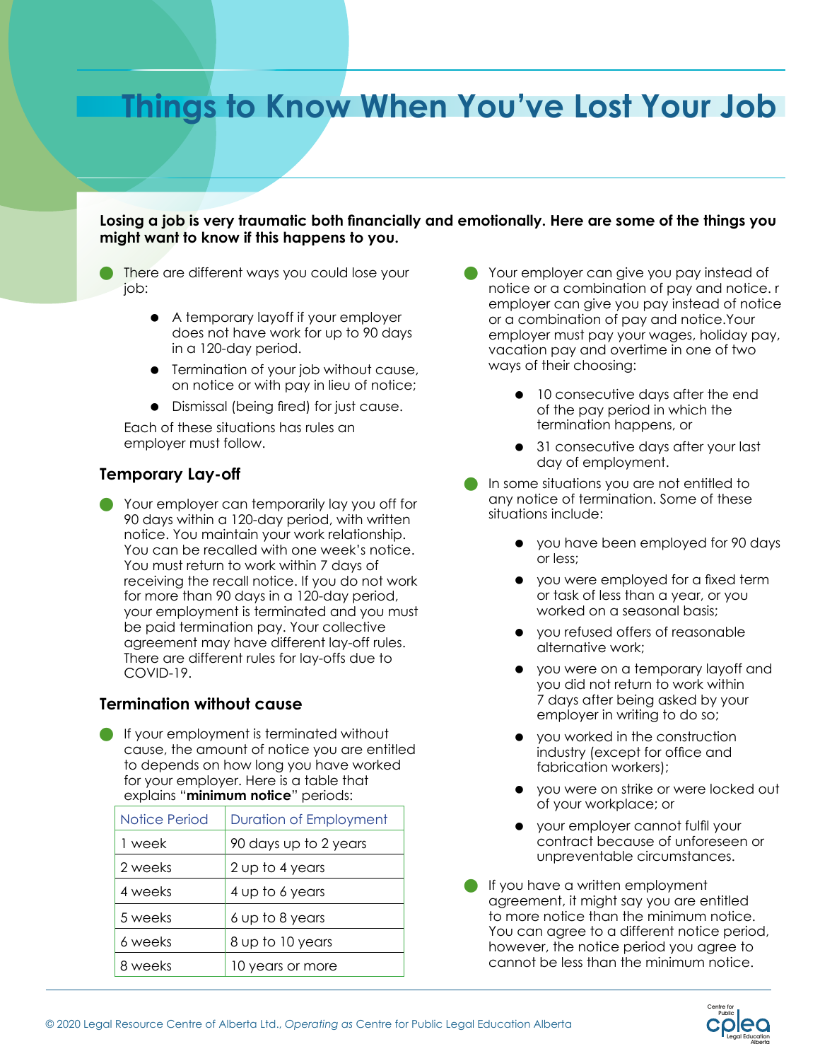# Things to Know When You've Lost Your Job

**Losing a job is very traumatic both financially and emotionally. Here are some of the things you might want to know if this happens to you.**

- There are different ways you could lose your job:
  - A temporary layoff if your employer does not have work for up to 90 days in a 120-day period.
  - Termination of your job without cause, on notice or with pay in lieu of notice;
  - Dismissal (being fired) for just cause.

  Each of these situations has rules an employer must follow.

## Temporary Lay-off

- Your employer can temporarily lay you off for 90 days within a 120-day period, with written notice. You maintain your work relationship. You can be recalled with one week's notice. You must return to work within 7 days of receiving the recall notice. If you do not work for more than 90 days in a 120-day period, your employment is terminated and you must be paid termination pay. Your collective agreement may have different lay-off rules. There are different rules for lay-offs due to COVID-19.

## Termination without cause

- If your employment is terminated without cause, the amount of notice you are entitled to depends on how long you have worked for your employer. Here is a table that explains "**minimum notice**" periods:

| Notice Period | Duration of Employment |
|---|---|
| 1 week | 90 days up to 2 years |
| 2 weeks | 2 up to 4 years |
| 4 weeks | 4 up to 6 years |
| 5 weeks | 6 up to 8 years |
| 6 weeks | 8 up to 10 years |
| 8 weeks | 10 years or more |

- Your employer can give you pay instead of notice or a combination of pay and notice. r employer can give you pay instead of notice or a combination of pay and notice.Your employer must pay your wages, holiday pay, vacation pay and overtime in one of two ways of their choosing:
  - 10 consecutive days after the end of the pay period in which the termination happens, or
  - 31 consecutive days after your last day of employment.
- In some situations you are not entitled to any notice of termination. Some of these situations include:
  - you have been employed for 90 days or less;
  - you were employed for a fixed term or task of less than a year, or you worked on a seasonal basis;
  - you refused offers of reasonable alternative work;
  - you were on a temporary layoff and you did not return to work within 7 days after being asked by your employer in writing to do so;
  - you worked in the construction industry (except for office and fabrication workers);
  - you were on strike or were locked out of your workplace; or
  - your employer cannot fulfil your contract because of unforeseen or unpreventable circumstances.
- If you have a written employment agreement, it might say you are entitled to more notice than the minimum notice. You can agree to a different notice period, however, the notice period you agree to cannot be less than the minimum notice.

© 2020 Legal Resource Centre of Alberta Ltd., *Operating as* Centre for Public Legal Education Alberta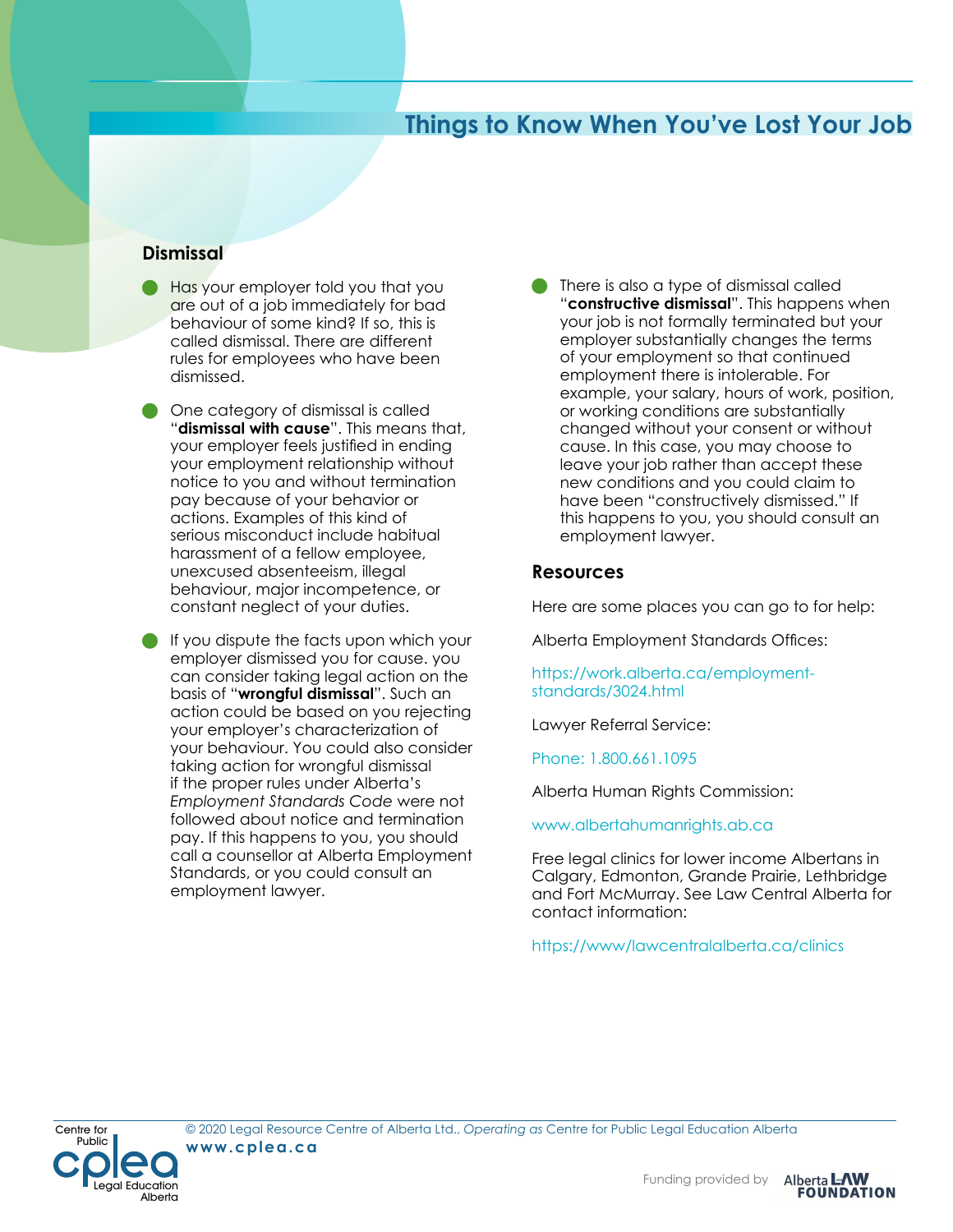# Things to Know When You've Lost Your Job

## Dismissal

- Has your employer told you that you are out of a job immediately for bad behaviour of some kind? If so, this is called dismissal. There are different rules for employees who have been dismissed.

- One category of dismissal is called "**dismissal with cause**". This means that, your employer feels justified in ending your employment relationship without notice to you and without termination pay because of your behavior or actions. Examples of this kind of serious misconduct include habitual harassment of a fellow employee, unexcused absenteeism, illegal behaviour, major incompetence, or constant neglect of your duties.

- If you dispute the facts upon which your employer dismissed you for cause. you can consider taking legal action on the basis of "**wrongful dismissal**". Such an action could be based on you rejecting your employer's characterization of your behaviour. You could also consider taking action for wrongful dismissal if the proper rules under Alberta's *Employment Standards Code* were not followed about notice and termination pay. If this happens to you, you should call a counsellor at Alberta Employment Standards, or you could consult an employment lawyer.

- There is also a type of dismissal called "**constructive dismissal**". This happens when your job is not formally terminated but your employer substantially changes the terms of your employment so that continued employment there is intolerable. For example, your salary, hours of work, position, or working conditions are substantially changed without your consent or without cause. In this case, you may choose to leave your job rather than accept these new conditions and you could claim to have been "constructively dismissed." If this happens to you, you should consult an employment lawyer.

## Resources

Here are some places you can go to for help:

Alberta Employment Standards Offices:

https://work.alberta.ca/employment-standards/3024.html

Lawyer Referral Service:

Phone: 1.800.661.1095

Alberta Human Rights Commission:

www.albertahumanrights.ab.ca

Free legal clinics for lower income Albertans in Calgary, Edmonton, Grande Prairie, Lethbridge and Fort McMurray. See Law Central Alberta for contact information:

https://www/lawcentralalberta.ca/clinics

© 2020 Legal Resource Centre of Alberta Ltd., *Operating as* Centre for Public Legal Education Alberta
**www.cplea.ca**

Funding provided by Alberta Law Foundation